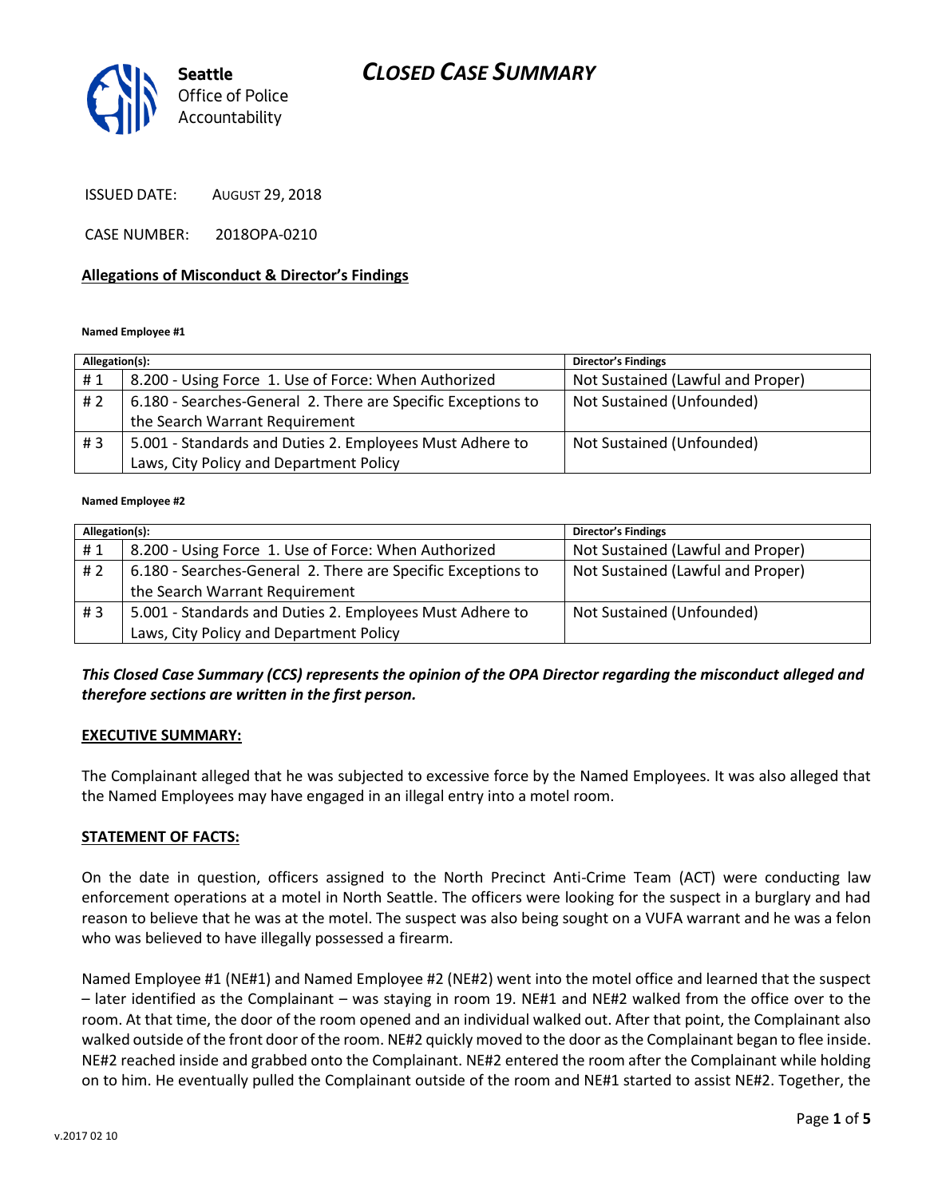# CLOSED CASE SUMMARY

Seattle Office of Police Accountability

ISSUED DATE: AUGUST 29, 2018

CASE NUMBER: 2018OPA-0210

**Allegations of Misconduct & Director's Findings**

**Named Employee #1**

| Allegation(s): | | Director's Findings |
|---|---|---|
| # 1 | 8.200 - Using Force 1. Use of Force: When Authorized | Not Sustained (Lawful and Proper) |
| # 2 | 6.180 - Searches-General 2. There are Specific Exceptions to the Search Warrant Requirement | Not Sustained (Unfounded) |
| # 3 | 5.001 - Standards and Duties 2. Employees Must Adhere to Laws, City Policy and Department Policy | Not Sustained (Unfounded) |

**Named Employee #2**

| Allegation(s): | | Director's Findings |
|---|---|---|
| # 1 | 8.200 - Using Force 1. Use of Force: When Authorized | Not Sustained (Lawful and Proper) |
| # 2 | 6.180 - Searches-General 2. There are Specific Exceptions to the Search Warrant Requirement | Not Sustained (Lawful and Proper) |
| # 3 | 5.001 - Standards and Duties 2. Employees Must Adhere to Laws, City Policy and Department Policy | Not Sustained (Unfounded) |

***This Closed Case Summary (CCS) represents the opinion of the OPA Director regarding the misconduct alleged and therefore sections are written in the first person.***

**EXECUTIVE SUMMARY:**

The Complainant alleged that he was subjected to excessive force by the Named Employees. It was also alleged that the Named Employees may have engaged in an illegal entry into a motel room.

**STATEMENT OF FACTS:**

On the date in question, officers assigned to the North Precinct Anti-Crime Team (ACT) were conducting law enforcement operations at a motel in North Seattle. The officers were looking for the suspect in a burglary and had reason to believe that he was at the motel. The suspect was also being sought on a VUFA warrant and he was a felon who was believed to have illegally possessed a firearm.

Named Employee #1 (NE#1) and Named Employee #2 (NE#2) went into the motel office and learned that the suspect – later identified as the Complainant – was staying in room 19. NE#1 and NE#2 walked from the office over to the room. At that time, the door of the room opened and an individual walked out. After that point, the Complainant also walked outside of the front door of the room. NE#2 quickly moved to the door as the Complainant began to flee inside. NE#2 reached inside and grabbed onto the Complainant. NE#2 entered the room after the Complainant while holding on to him. He eventually pulled the Complainant outside of the room and NE#1 started to assist NE#2. Together, the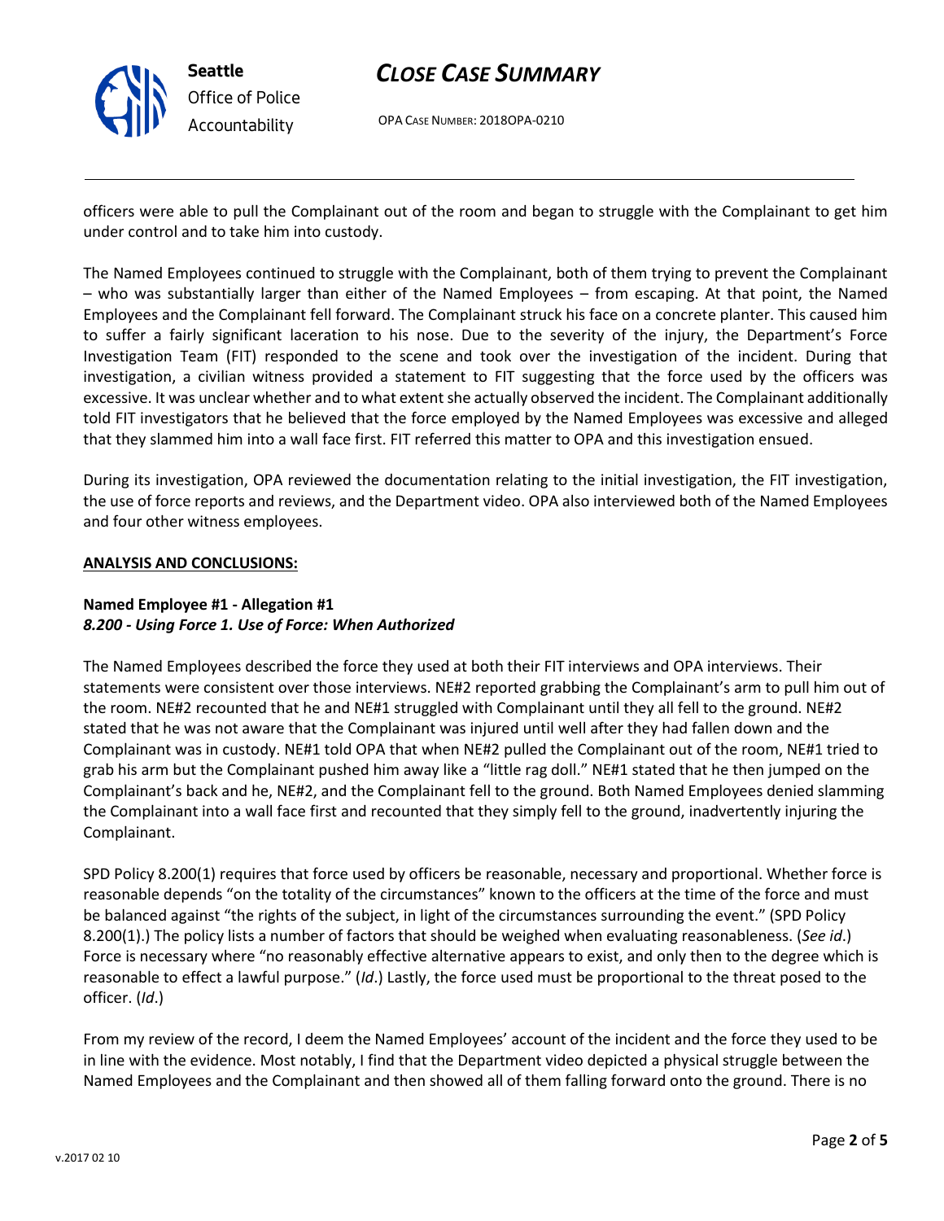officers were able to pull the Complainant out of the room and began to struggle with the Complainant to get him under control and to take him into custody.

The Named Employees continued to struggle with the Complainant, both of them trying to prevent the Complainant – who was substantially larger than either of the Named Employees – from escaping. At that point, the Named Employees and the Complainant fell forward. The Complainant struck his face on a concrete planter. This caused him to suffer a fairly significant laceration to his nose. Due to the severity of the injury, the Department's Force Investigation Team (FIT) responded to the scene and took over the investigation of the incident. During that investigation, a civilian witness provided a statement to FIT suggesting that the force used by the officers was excessive. It was unclear whether and to what extent she actually observed the incident. The Complainant additionally told FIT investigators that he believed that the force employed by the Named Employees was excessive and alleged that they slammed him into a wall face first. FIT referred this matter to OPA and this investigation ensued.

During its investigation, OPA reviewed the documentation relating to the initial investigation, the FIT investigation, the use of force reports and reviews, and the Department video. OPA also interviewed both of the Named Employees and four other witness employees.

**ANALYSIS AND CONCLUSIONS:**

**Named Employee #1 - Allegation #1**
***8.200 - Using Force 1. Use of Force: When Authorized***

The Named Employees described the force they used at both their FIT interviews and OPA interviews. Their statements were consistent over those interviews. NE#2 reported grabbing the Complainant's arm to pull him out of the room. NE#2 recounted that he and NE#1 struggled with Complainant until they all fell to the ground. NE#2 stated that he was not aware that the Complainant was injured until well after they had fallen down and the Complainant was in custody. NE#1 told OPA that when NE#2 pulled the Complainant out of the room, NE#1 tried to grab his arm but the Complainant pushed him away like a "little rag doll." NE#1 stated that he then jumped on the Complainant's back and he, NE#2, and the Complainant fell to the ground. Both Named Employees denied slamming the Complainant into a wall face first and recounted that they simply fell to the ground, inadvertently injuring the Complainant.

SPD Policy 8.200(1) requires that force used by officers be reasonable, necessary and proportional. Whether force is reasonable depends "on the totality of the circumstances" known to the officers at the time of the force and must be balanced against "the rights of the subject, in light of the circumstances surrounding the event." (SPD Policy 8.200(1).) The policy lists a number of factors that should be weighed when evaluating reasonableness. (*See id*.) Force is necessary where "no reasonably effective alternative appears to exist, and only then to the degree which is reasonable to effect a lawful purpose." (*Id*.) Lastly, the force used must be proportional to the threat posed to the officer. (*Id*.)

From my review of the record, I deem the Named Employees' account of the incident and the force they used to be in line with the evidence. Most notably, I find that the Department video depicted a physical struggle between the Named Employees and the Complainant and then showed all of them falling forward onto the ground. There is no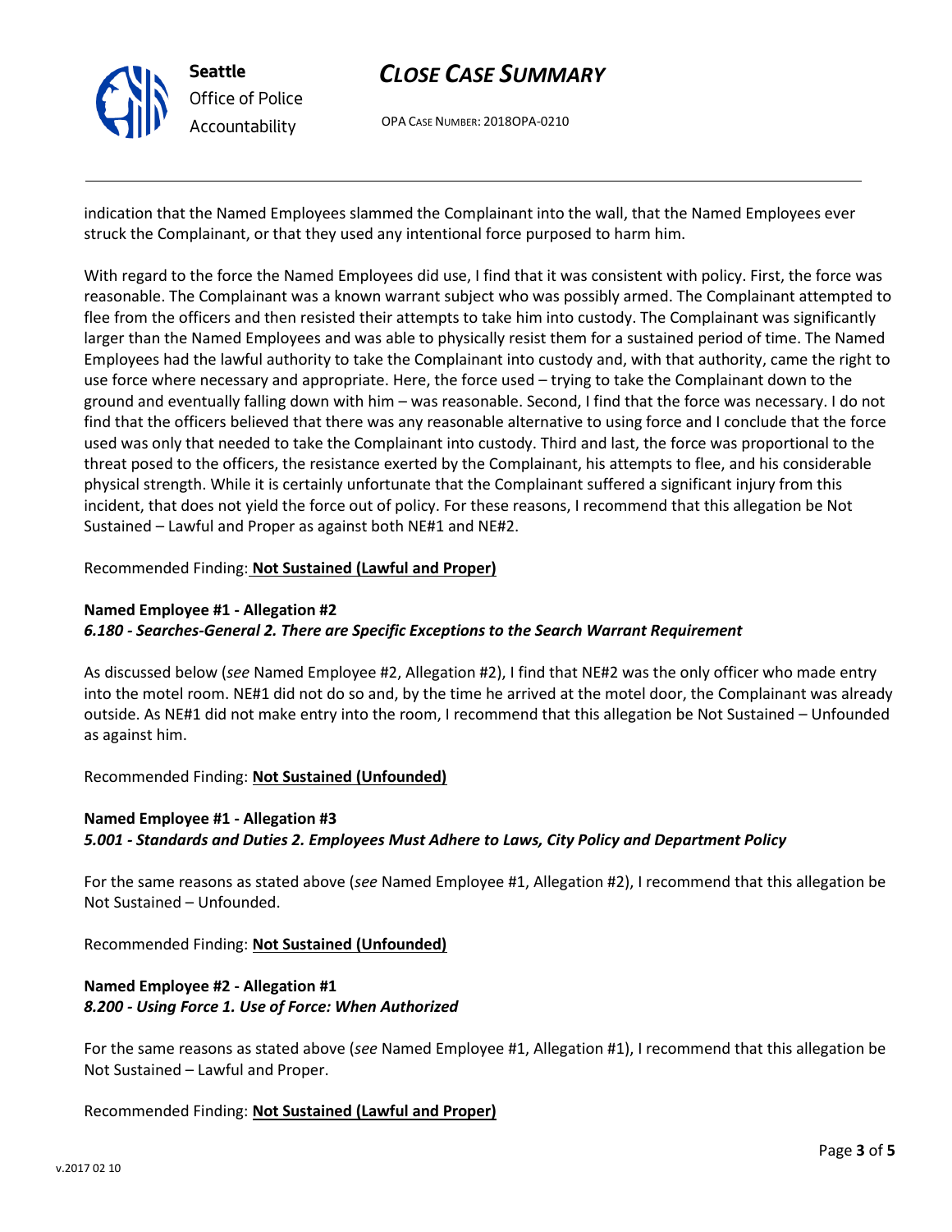indication that the Named Employees slammed the Complainant into the wall, that the Named Employees ever struck the Complainant, or that they used any intentional force purposed to harm him.

With regard to the force the Named Employees did use, I find that it was consistent with policy. First, the force was reasonable. The Complainant was a known warrant subject who was possibly armed. The Complainant attempted to flee from the officers and then resisted their attempts to take him into custody. The Complainant was significantly larger than the Named Employees and was able to physically resist them for a sustained period of time. The Named Employees had the lawful authority to take the Complainant into custody and, with that authority, came the right to use force where necessary and appropriate. Here, the force used – trying to take the Complainant down to the ground and eventually falling down with him – was reasonable. Second, I find that the force was necessary. I do not find that the officers believed that there was any reasonable alternative to using force and I conclude that the force used was only that needed to take the Complainant into custody. Third and last, the force was proportional to the threat posed to the officers, the resistance exerted by the Complainant, his attempts to flee, and his considerable physical strength. While it is certainly unfortunate that the Complainant suffered a significant injury from this incident, that does not yield the force out of policy. For these reasons, I recommend that this allegation be Not Sustained – Lawful and Proper as against both NE#1 and NE#2.

Recommended Finding: **Not Sustained (Lawful and Proper)**

**Named Employee #1 - Allegation #2**
***6.180 - Searches-General 2. There are Specific Exceptions to the Search Warrant Requirement***

As discussed below (*see* Named Employee #2, Allegation #2), I find that NE#2 was the only officer who made entry into the motel room. NE#1 did not do so and, by the time he arrived at the motel door, the Complainant was already outside. As NE#1 did not make entry into the room, I recommend that this allegation be Not Sustained – Unfounded as against him.

Recommended Finding: **Not Sustained (Unfounded)**

**Named Employee #1 - Allegation #3**
***5.001 - Standards and Duties 2. Employees Must Adhere to Laws, City Policy and Department Policy***

For the same reasons as stated above (*see* Named Employee #1, Allegation #2), I recommend that this allegation be Not Sustained – Unfounded.

Recommended Finding: **Not Sustained (Unfounded)**

**Named Employee #2 - Allegation #1**
***8.200 - Using Force 1. Use of Force: When Authorized***

For the same reasons as stated above (*see* Named Employee #1, Allegation #1), I recommend that this allegation be Not Sustained – Lawful and Proper.

Recommended Finding: **Not Sustained (Lawful and Proper)**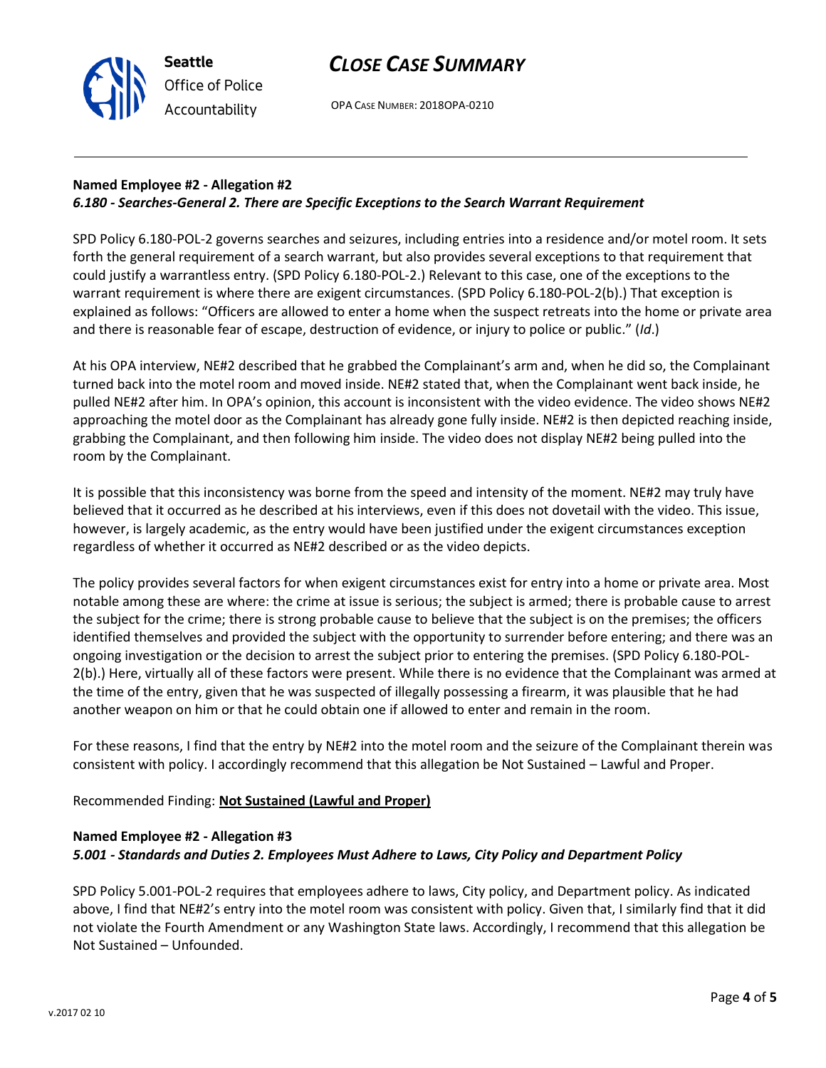**Named Employee #2 - Allegation #2**
***6.180 - Searches-General 2. There are Specific Exceptions to the Search Warrant Requirement***

SPD Policy 6.180-POL-2 governs searches and seizures, including entries into a residence and/or motel room. It sets forth the general requirement of a search warrant, but also provides several exceptions to that requirement that could justify a warrantless entry. (SPD Policy 6.180-POL-2.) Relevant to this case, one of the exceptions to the warrant requirement is where there are exigent circumstances. (SPD Policy 6.180-POL-2(b).) That exception is explained as follows: "Officers are allowed to enter a home when the suspect retreats into the home or private area and there is reasonable fear of escape, destruction of evidence, or injury to police or public." (*Id*.)

At his OPA interview, NE#2 described that he grabbed the Complainant's arm and, when he did so, the Complainant turned back into the motel room and moved inside. NE#2 stated that, when the Complainant went back inside, he pulled NE#2 after him. In OPA's opinion, this account is inconsistent with the video evidence. The video shows NE#2 approaching the motel door as the Complainant has already gone fully inside. NE#2 is then depicted reaching inside, grabbing the Complainant, and then following him inside. The video does not display NE#2 being pulled into the room by the Complainant.

It is possible that this inconsistency was borne from the speed and intensity of the moment. NE#2 may truly have believed that it occurred as he described at his interviews, even if this does not dovetail with the video. This issue, however, is largely academic, as the entry would have been justified under the exigent circumstances exception regardless of whether it occurred as NE#2 described or as the video depicts.

The policy provides several factors for when exigent circumstances exist for entry into a home or private area. Most notable among these are where: the crime at issue is serious; the subject is armed; there is probable cause to arrest the subject for the crime; there is strong probable cause to believe that the subject is on the premises; the officers identified themselves and provided the subject with the opportunity to surrender before entering; and there was an ongoing investigation or the decision to arrest the subject prior to entering the premises. (SPD Policy 6.180-POL-2(b).) Here, virtually all of these factors were present. While there is no evidence that the Complainant was armed at the time of the entry, given that he was suspected of illegally possessing a firearm, it was plausible that he had another weapon on him or that he could obtain one if allowed to enter and remain in the room.

For these reasons, I find that the entry by NE#2 into the motel room and the seizure of the Complainant therein was consistent with policy. I accordingly recommend that this allegation be Not Sustained – Lawful and Proper.

Recommended Finding: **Not Sustained (Lawful and Proper)**

**Named Employee #2 - Allegation #3**
***5.001 - Standards and Duties 2. Employees Must Adhere to Laws, City Policy and Department Policy***

SPD Policy 5.001-POL-2 requires that employees adhere to laws, City policy, and Department policy. As indicated above, I find that NE#2's entry into the motel room was consistent with policy. Given that, I similarly find that it did not violate the Fourth Amendment or any Washington State laws. Accordingly, I recommend that this allegation be Not Sustained – Unfounded.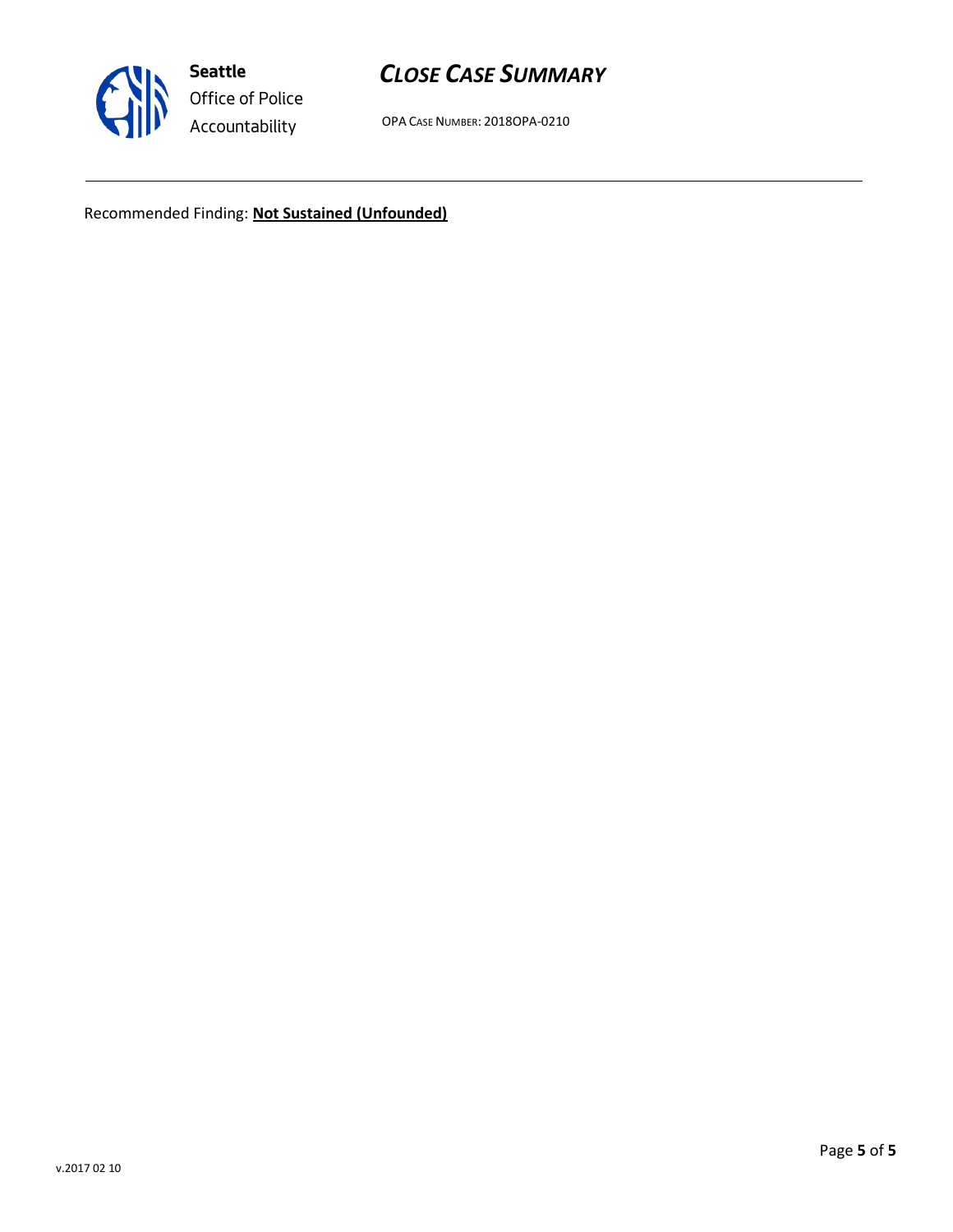Recommended Finding: **Not Sustained (Unfounded)**